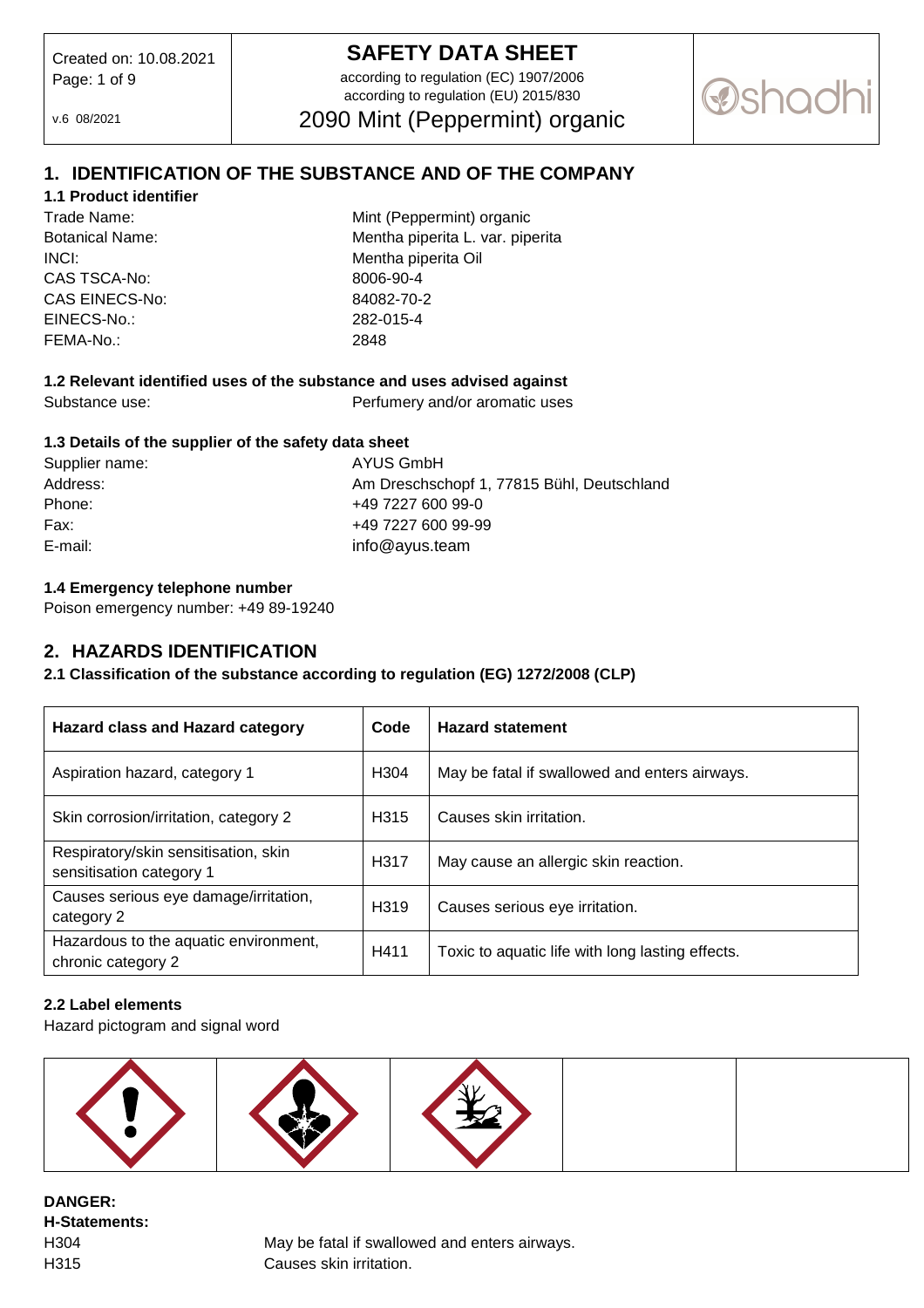# SAFETY DATA SHEET

according to regulation (EC) 1907/2006
according to regulation (EU) 2015/830

# 2090 Mint (Peppermint) organic

Created on: 10.08.2021

v.6 08/2021

## 1. IDENTIFICATION OF THE SUBSTANCE AND OF THE COMPANY

### 1.1 Product identifier

| | |
|---|---|
| Trade Name: | Mint (Peppermint) organic |
| Botanical Name: | Mentha piperita L. var. piperita |
| INCI: | Mentha piperita Oil |
| CAS TSCA-No: | 8006-90-4 |
| CAS EINECS-No: | 84082-70-2 |
| EINECS-No.: | 282-015-4 |
| FEMA-No.: | 2848 |

### 1.2 Relevant identified uses of the substance and uses advised against

Substance use: Perfumery and/or aromatic uses

### 1.3 Details of the supplier of the safety data sheet

| | |
|---|---|
| Supplier name: | AYUS GmbH |
| Address: | Am Dreschschopf 1, 77815 Bühl, Deutschland |
| Phone: | +49 7227 600 99-0 |
| Fax: | +49 7227 600 99-99 |
| E-mail: | info@ayus.team |

### 1.4 Emergency telephone number

Poison emergency number: +49 89-19240

## 2. HAZARDS IDENTIFICATION

### 2.1 Classification of the substance according to regulation (EG) 1272/2008 (CLP)

| Hazard class and Hazard category | Code | Hazard statement |
|---|---|---|
| Aspiration hazard, category 1 | H304 | May be fatal if swallowed and enters airways. |
| Skin corrosion/irritation, category 2 | H315 | Causes skin irritation. |
| Respiratory/skin sensitisation, skin sensitisation category 1 | H317 | May cause an allergic skin reaction. |
| Causes serious eye damage/irritation, category 2 | H319 | Causes serious eye irritation. |
| Hazardous to the aquatic environment, chronic category 2 | H411 | Toxic to aquatic life with long lasting effects. |

### 2.2 Label elements

Hazard pictogram and signal word

**DANGER:**

**H-Statements:**

| | |
|---|---|
| H304 | May be fatal if swallowed and enters airways. |
| H315 | Causes skin irritation. |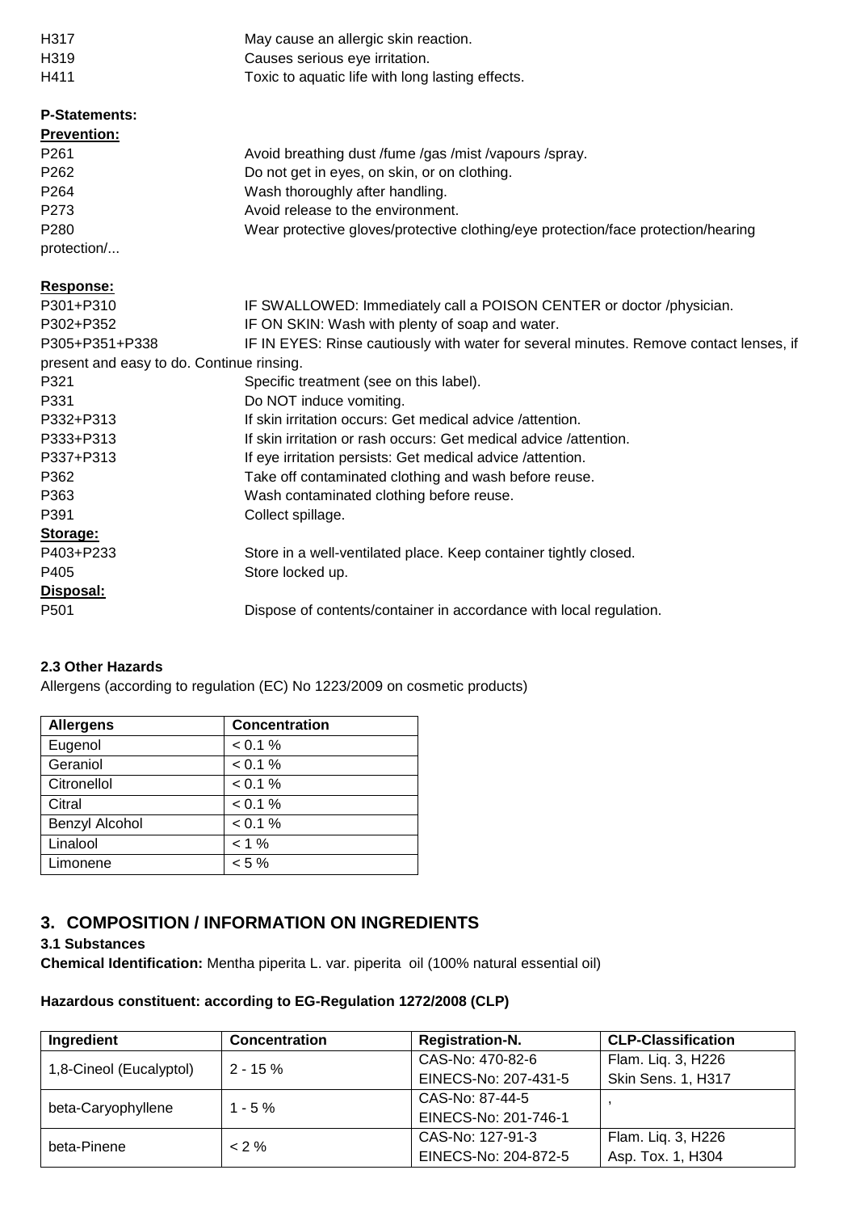| | |
|---|---|
| H317 | May cause an allergic skin reaction. |
| H319 | Causes serious eye irritation. |
| H411 | Toxic to aquatic life with long lasting effects. |

**P-Statements:**

**Prevention:**

| | |
|---|---|
| P261 | Avoid breathing dust /fume /gas /mist /vapours /spray. |
| P262 | Do not get in eyes, on skin, or on clothing. |
| P264 | Wash thoroughly after handling. |
| P273 | Avoid release to the environment. |
| P280 | Wear protective gloves/protective clothing/eye protection/face protection/hearing protection/... |

**Response:**

| | |
|---|---|
| P301+P310 | IF SWALLOWED: Immediately call a POISON CENTER or doctor /physician. |
| P302+P352 | IF ON SKIN: Wash with plenty of soap and water. |
| P305+P351+P338 | IF IN EYES: Rinse cautiously with water for several minutes. Remove contact lenses, if present and easy to do. Continue rinsing. |
| P321 | Specific treatment (see on this label). |
| P331 | Do NOT induce vomiting. |
| P332+P313 | If skin irritation occurs: Get medical advice /attention. |
| P333+P313 | If skin irritation or rash occurs: Get medical advice /attention. |
| P337+P313 | If eye irritation persists: Get medical advice /attention. |
| P362 | Take off contaminated clothing and wash before reuse. |
| P363 | Wash contaminated clothing before reuse. |
| P391 | Collect spillage. |

**Storage:**

| | |
|---|---|
| P403+P233 | Store in a well-ventilated place. Keep container tightly closed. |
| P405 | Store locked up. |

**Disposal:**

| | |
|---|---|
| P501 | Dispose of contents/container in accordance with local regulation. |

**2.3 Other Hazards**

Allergens (according to regulation (EC) No 1223/2009 on cosmetic products)

| Allergens | Concentration |
|---|---|
| Eugenol | < 0.1 % |
| Geraniol | < 0.1 % |
| Citronellol | < 0.1 % |
| Citral | < 0.1 % |
| Benzyl Alcohol | < 0.1 % |
| Linalool | < 1 % |
| Limonene | < 5 % |

## 3. COMPOSITION / INFORMATION ON INGREDIENTS

**3.1 Substances**

**Chemical Identification:** Mentha piperita L. var. piperita oil (100% natural essential oil)

**Hazardous constituent: according to EG-Regulation 1272/2008 (CLP)**

| Ingredient | Concentration | Registration-N. | CLP-Classification |
|---|---|---|---|
| 1,8-Cineol (Eucalyptol) | 2 - 15 % | CAS-No: 470-82-6<br>EINECS-No: 207-431-5 | Flam. Liq. 3, H226<br>Skin Sens. 1, H317 |
| beta-Caryophyllene | 1 - 5 % | CAS-No: 87-44-5<br>EINECS-No: 201-746-1 | , |
| beta-Pinene | < 2 % | CAS-No: 127-91-3<br>EINECS-No: 204-872-5 | Flam. Liq. 3, H226<br>Asp. Tox. 1, H304 |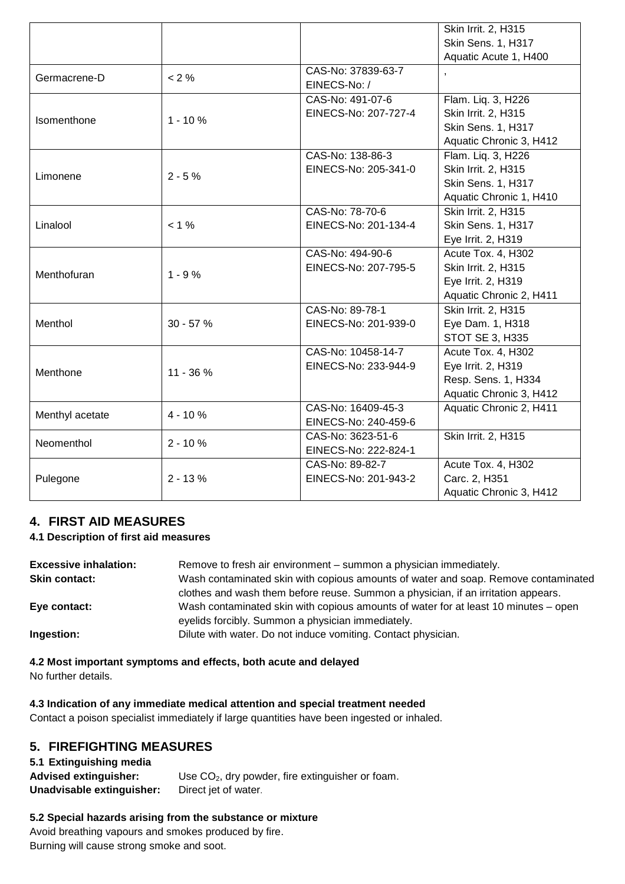| | | | Skin Irrit. 2, H315<br>Skin Sens. 1, H317<br>Aquatic Acute 1, H400 |
|---|---|---|---|
| Germacrene-D | < 2 % | CAS-No: 37839-63-7<br>EINECS-No: / | , |
| Isomenthone | 1 - 10 % | CAS-No: 491-07-6<br>EINECS-No: 207-727-4 | Flam. Liq. 3, H226<br>Skin Irrit. 2, H315<br>Skin Sens. 1, H317<br>Aquatic Chronic 3, H412 |
| Limonene | 2 - 5 % | CAS-No: 138-86-3<br>EINECS-No: 205-341-0 | Flam. Liq. 3, H226<br>Skin Irrit. 2, H315<br>Skin Sens. 1, H317<br>Aquatic Chronic 1, H410 |
| Linalool | < 1 % | CAS-No: 78-70-6<br>EINECS-No: 201-134-4 | Skin Irrit. 2, H315<br>Skin Sens. 1, H317<br>Eye Irrit. 2, H319 |
| Menthofuran | 1 - 9 % | CAS-No: 494-90-6<br>EINECS-No: 207-795-5 | Acute Tox. 4, H302<br>Skin Irrit. 2, H315<br>Eye Irrit. 2, H319<br>Aquatic Chronic 2, H411 |
| Menthol | 30 - 57 % | CAS-No: 89-78-1<br>EINECS-No: 201-939-0 | Skin Irrit. 2, H315<br>Eye Dam. 1, H318<br>STOT SE 3, H335 |
| Menthone | 11 - 36 % | CAS-No: 10458-14-7<br>EINECS-No: 233-944-9 | Acute Tox. 4, H302<br>Eye Irrit. 2, H319<br>Resp. Sens. 1, H334<br>Aquatic Chronic 3, H412 |
| Menthyl acetate | 4 - 10 % | CAS-No: 16409-45-3<br>EINECS-No: 240-459-6 | Aquatic Chronic 2, H411 |
| Neomenthol | 2 - 10 % | CAS-No: 3623-51-6<br>EINECS-No: 222-824-1 | Skin Irrit. 2, H315 |
| Pulegone | 2 - 13 % | CAS-No: 89-82-7<br>EINECS-No: 201-943-2 | Acute Tox. 4, H302<br>Carc. 2, H351<br>Aquatic Chronic 3, H412 |

## 4. FIRST AID MEASURES

### 4.1 Description of first aid measures

**Excessive inhalation:** Remove to fresh air environment – summon a physician immediately.

**Skin contact:** Wash contaminated skin with copious amounts of water and soap. Remove contaminated clothes and wash them before reuse. Summon a physician, if an irritation appears.

**Eye contact:** Wash contaminated skin with copious amounts of water for at least 10 minutes – open eyelids forcibly. Summon a physician immediately.

**Ingestion:** Dilute with water. Do not induce vomiting. Contact physician.

### 4.2 Most important symptoms and effects, both acute and delayed

No further details.

### 4.3 Indication of any immediate medical attention and special treatment needed

Contact a poison specialist immediately if large quantities have been ingested or inhaled.

## 5. FIREFIGHTING MEASURES

### 5.1 Extinguishing media

**Advised extinguisher:** Use $CO_2$, dry powder, fire extinguisher or foam.

**Unadvisable extinguisher:** Direct jet of water.

### 5.2 Special hazards arising from the substance or mixture

Avoid breathing vapours and smokes produced by fire.
Burning will cause strong smoke and soot.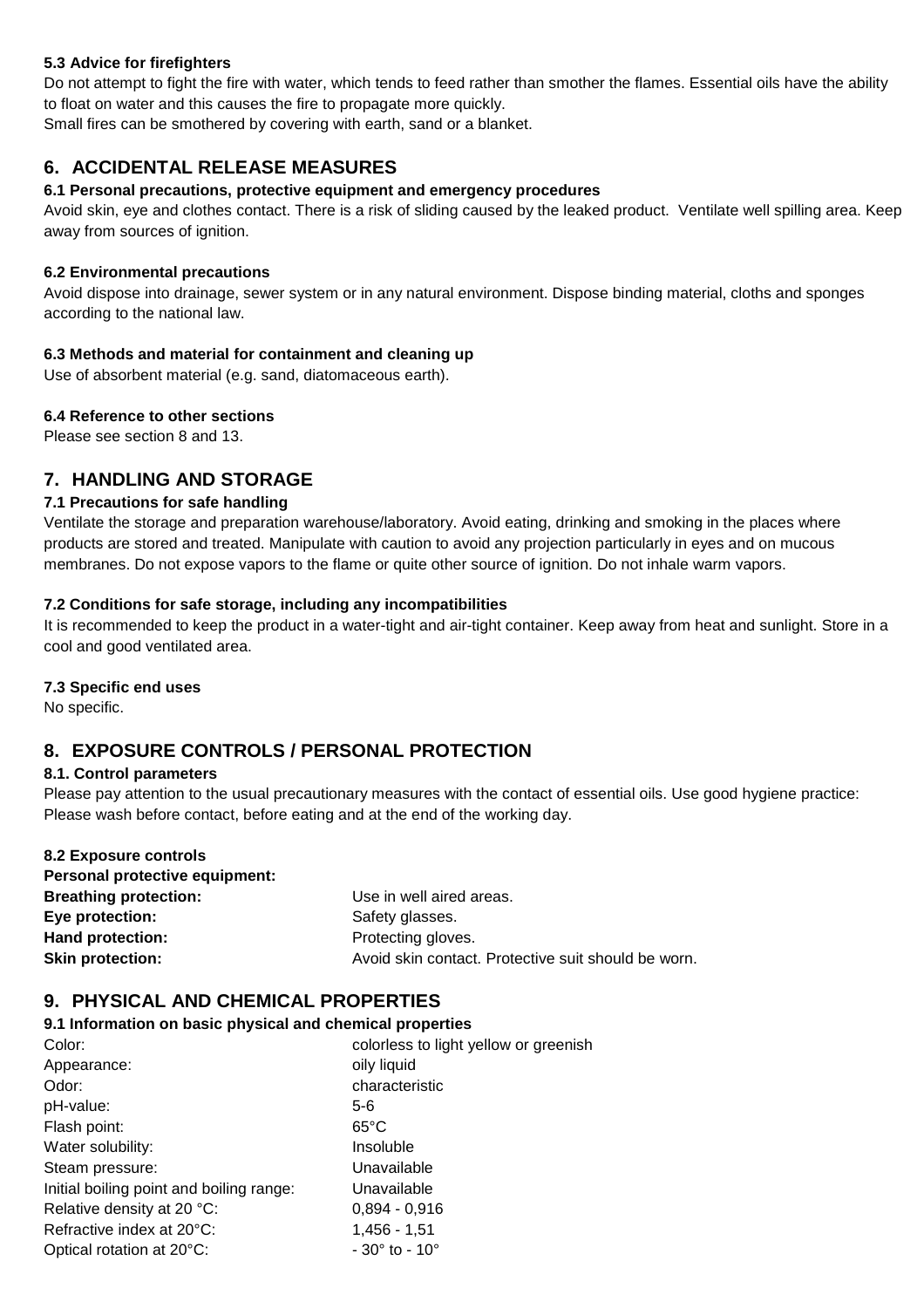### 5.3 Advice for firefighters

Do not attempt to fight the fire with water, which tends to feed rather than smother the flames. Essential oils have the ability to float on water and this causes the fire to propagate more quickly.
Small fires can be smothered by covering with earth, sand or a blanket.

## 6. ACCIDENTAL RELEASE MEASURES

### 6.1 Personal precautions, protective equipment and emergency procedures

Avoid skin, eye and clothes contact. There is a risk of sliding caused by the leaked product. Ventilate well spilling area. Keep away from sources of ignition.

### 6.2 Environmental precautions

Avoid dispose into drainage, sewer system or in any natural environment. Dispose binding material, cloths and sponges according to the national law.

### 6.3 Methods and material for containment and cleaning up

Use of absorbent material (e.g. sand, diatomaceous earth).

### 6.4 Reference to other sections

Please see section 8 and 13.

## 7. HANDLING AND STORAGE

### 7.1 Precautions for safe handling

Ventilate the storage and preparation warehouse/laboratory. Avoid eating, drinking and smoking in the places where products are stored and treated. Manipulate with caution to avoid any projection particularly in eyes and on mucous membranes. Do not expose vapors to the flame or quite other source of ignition. Do not inhale warm vapors.

### 7.2 Conditions for safe storage, including any incompatibilities

It is recommended to keep the product in a water-tight and air-tight container. Keep away from heat and sunlight. Store in a cool and good ventilated area.

### 7.3 Specific end uses

No specific.

## 8. EXPOSURE CONTROLS / PERSONAL PROTECTION

### 8.1. Control parameters

Please pay attention to the usual precautionary measures with the contact of essential oils. Use good hygiene practice: Please wash before contact, before eating and at the end of the working day.

### 8.2 Exposure controls

**Personal protective equipment:**

| | |
|---|---|
| **Breathing protection:** | Use in well aired areas. |
| **Eye protection:** | Safety glasses. |
| **Hand protection:** | Protecting gloves. |
| **Skin protection:** | Avoid skin contact. Protective suit should be worn. |

## 9. PHYSICAL AND CHEMICAL PROPERTIES

### 9.1 Information on basic physical and chemical properties

| | |
|---|---|
| Color: | colorless to light yellow or greenish |
| Appearance: | oily liquid |
| Odor: | characteristic |
| pH-value: | 5-6 |
| Flash point: | 65°C |
| Water solubility: | Insoluble |
| Steam pressure: | Unavailable |
| Initial boiling point and boiling range: | Unavailable |
| Relative density at 20 °C: | 0,894 - 0,916 |
| Refractive index at 20°C: | 1,456 - 1,51 |
| Optical rotation at 20°C: | - 30° to - 10° |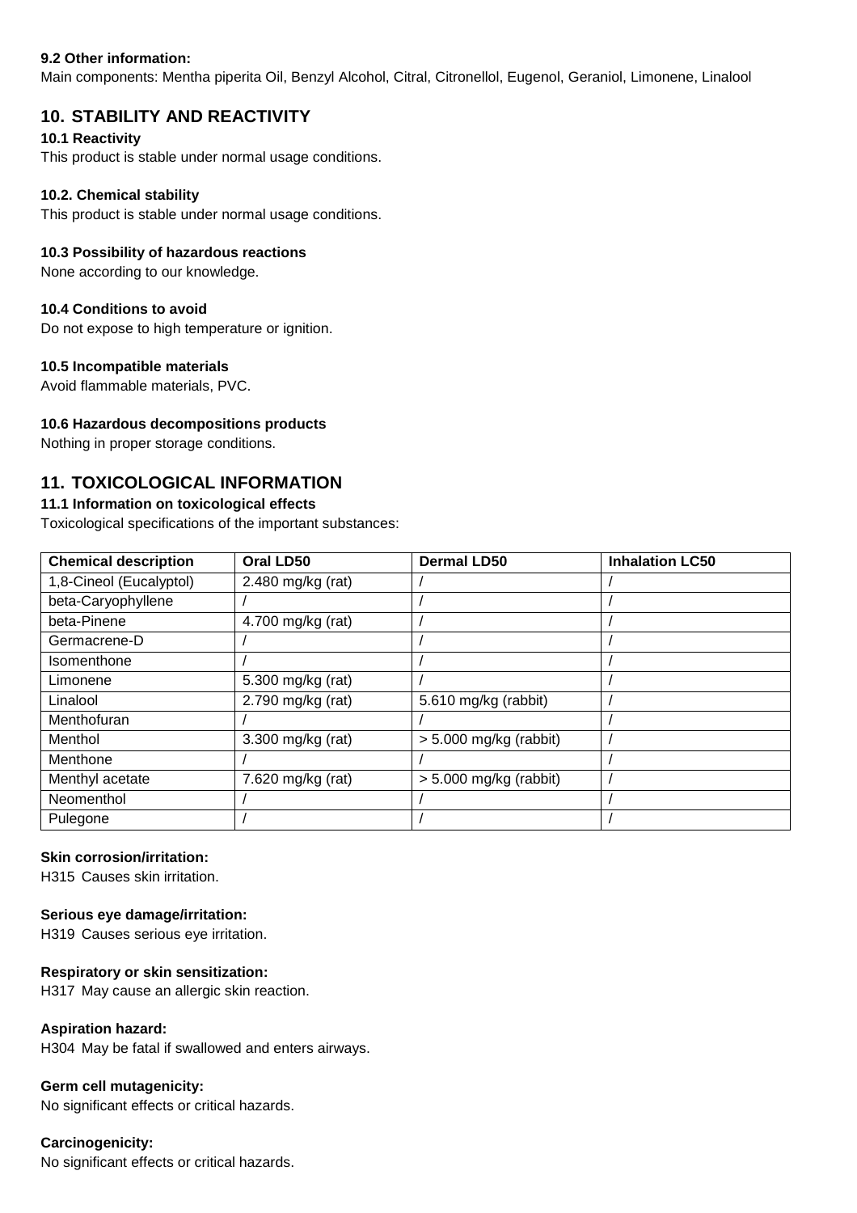**9.2 Other information:**

Main components: Mentha piperita Oil, Benzyl Alcohol, Citral, Citronellol, Eugenol, Geraniol, Limonene, Linalool

## 10. STABILITY AND REACTIVITY

**10.1 Reactivity**

This product is stable under normal usage conditions.

**10.2. Chemical stability**

This product is stable under normal usage conditions.

**10.3 Possibility of hazardous reactions**

None according to our knowledge.

**10.4 Conditions to avoid**

Do not expose to high temperature or ignition.

**10.5 Incompatible materials**

Avoid flammable materials, PVC.

**10.6 Hazardous decompositions products**

Nothing in proper storage conditions.

## 11. TOXICOLOGICAL INFORMATION

**11.1 Information on toxicological effects**

Toxicological specifications of the important substances:

| Chemical description | Oral LD50 | Dermal LD50 | Inhalation LC50 |
|---|---|---|---|
| 1,8-Cineol (Eucalyptol) | 2.480 mg/kg (rat) | / | / |
| beta-Caryophyllene | / | / | / |
| beta-Pinene | 4.700 mg/kg (rat) | / | / |
| Germacrene-D | / | / | / |
| Isomenthone | / | / | / |
| Limonene | 5.300 mg/kg (rat) | / | / |
| Linalool | 2.790 mg/kg (rat) | 5.610 mg/kg (rabbit) | / |
| Menthofuran | / | / | / |
| Menthol | 3.300 mg/kg (rat) | > 5.000 mg/kg (rabbit) | / |
| Menthone | / | / | / |
| Menthyl acetate | 7.620 mg/kg (rat) | > 5.000 mg/kg (rabbit) | / |
| Neomenthol | / | / | / |
| Pulegone | / | / | / |

**Skin corrosion/irritation:**

H315 Causes skin irritation.

**Serious eye damage/irritation:**

H319 Causes serious eye irritation.

**Respiratory or skin sensitization:**

H317 May cause an allergic skin reaction.

**Aspiration hazard:**

H304 May be fatal if swallowed and enters airways.

**Germ cell mutagenicity:**

No significant effects or critical hazards.

**Carcinogenicity:**

No significant effects or critical hazards.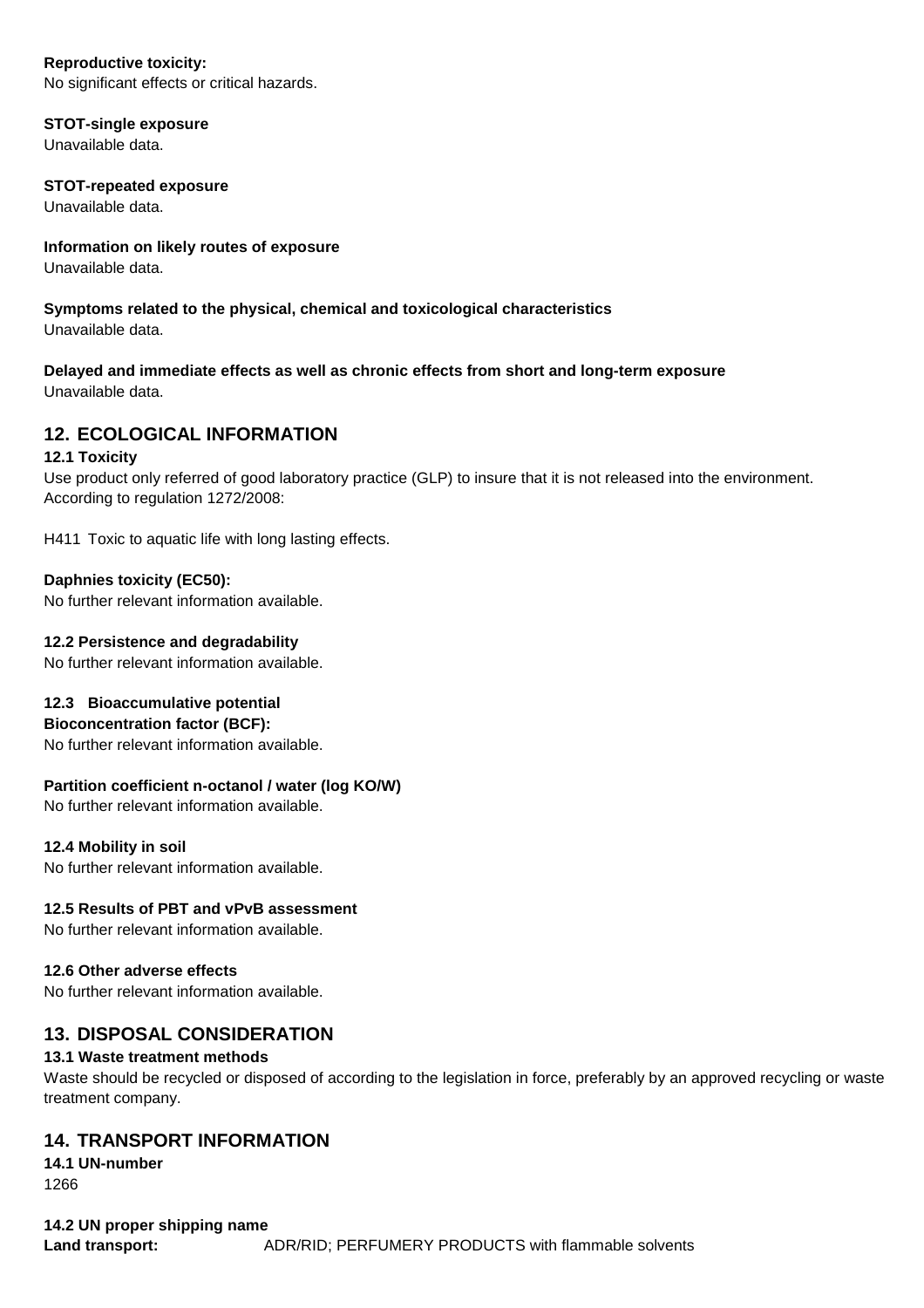**Reproductive toxicity:**
No significant effects or critical hazards.

**STOT-single exposure**
Unavailable data.

**STOT-repeated exposure**
Unavailable data.

**Information on likely routes of exposure**
Unavailable data.

**Symptoms related to the physical, chemical and toxicological characteristics**
Unavailable data.

**Delayed and immediate effects as well as chronic effects from short and long-term exposure**
Unavailable data.

## 12. ECOLOGICAL INFORMATION

**12.1 Toxicity**
Use product only referred of good laboratory practice (GLP) to insure that it is not released into the environment.
According to regulation 1272/2008:

H411 Toxic to aquatic life with long lasting effects.

**Daphnies toxicity (EC50):**
No further relevant information available.

**12.2 Persistence and degradability**
No further relevant information available.

**12.3 Bioaccumulative potential**
**Bioconcentration factor (BCF):**
No further relevant information available.

**Partition coefficient n-octanol / water (log KO/W)**
No further relevant information available.

**12.4 Mobility in soil**
No further relevant information available.

**12.5 Results of PBT and vPvB assessment**
No further relevant information available.

**12.6 Other adverse effects**
No further relevant information available.

## 13. DISPOSAL CONSIDERATION

**13.1 Waste treatment methods**
Waste should be recycled or disposed of according to the legislation in force, preferably by an approved recycling or waste treatment company.

## 14. TRANSPORT INFORMATION

**14.1 UN-number**
1266

**14.2 UN proper shipping name**
**Land transport:** ADR/RID; PERFUMERY PRODUCTS with flammable solvents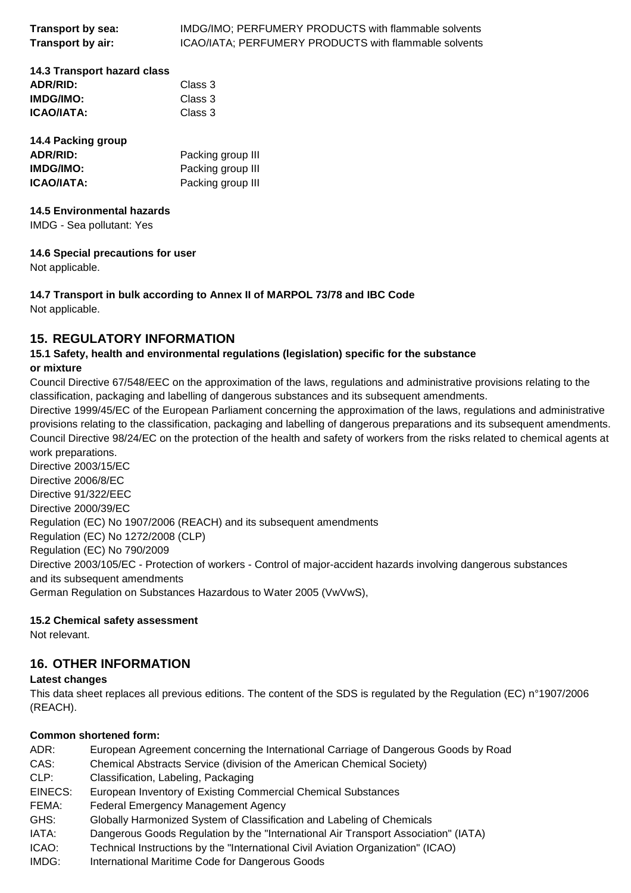**Transport by sea:** IMDG/IMO; PERFUMERY PRODUCTS with flammable solvents
**Transport by air:** ICAO/IATA; PERFUMERY PRODUCTS with flammable solvents

**14.3 Transport hazard class**

| | |
|---|---|
| **ADR/RID:** | Class 3 |
| **IMDG/IMO:** | Class 3 |
| **ICAO/IATA:** | Class 3 |

**14.4 Packing group**

| | |
|---|---|
| **ADR/RID:** | Packing group III |
| **IMDG/IMO:** | Packing group III |
| **ICAO/IATA:** | Packing group III |

**14.5 Environmental hazards**

IMDG - Sea pollutant: Yes

**14.6 Special precautions for user**

Not applicable.

**14.7 Transport in bulk according to Annex II of MARPOL 73/78 and IBC Code**

Not applicable.

## 15. REGULATORY INFORMATION

### 15.1 Safety, health and environmental regulations (legislation) specific for the substance or mixture

Council Directive 67/548/EEC on the approximation of the laws, regulations and administrative provisions relating to the classification, packaging and labelling of dangerous substances and its subsequent amendments.
Directive 1999/45/EC of the European Parliament concerning the approximation of the laws, regulations and administrative provisions relating to the classification, packaging and labelling of dangerous preparations and its subsequent amendments.
Council Directive 98/24/EC on the protection of the health and safety of workers from the risks related to chemical agents at work preparations.
Directive 2003/15/EC
Directive 2006/8/EC
Directive 91/322/EEC
Directive 2000/39/EC
Regulation (EC) No 1907/2006 (REACH) and its subsequent amendments
Regulation (EC) No 1272/2008 (CLP)
Regulation (EC) No 790/2009
Directive 2003/105/EC - Protection of workers - Control of major-accident hazards involving dangerous substances and its subsequent amendments
German Regulation on Substances Hazardous to Water 2005 (VwVwS),

### 15.2 Chemical safety assessment

Not relevant.

## 16. OTHER INFORMATION

**Latest changes**

This data sheet replaces all previous editions. The content of the SDS is regulated by the Regulation (EC) n°1907/2006 (REACH).

**Common shortened form:**

| | |
|---|---|
| ADR: | European Agreement concerning the International Carriage of Dangerous Goods by Road |
| CAS: | Chemical Abstracts Service (division of the American Chemical Society) |
| CLP: | Classification, Labeling, Packaging |
| EINECS: | European Inventory of Existing Commercial Chemical Substances |
| FEMA: | Federal Emergency Management Agency |
| GHS: | Globally Harmonized System of Classification and Labeling of Chemicals |
| IATA: | Dangerous Goods Regulation by the "International Air Transport Association" (IATA) |
| ICAO: | Technical Instructions by the "International Civil Aviation Organization" (ICAO) |
| IMDG: | International Maritime Code for Dangerous Goods |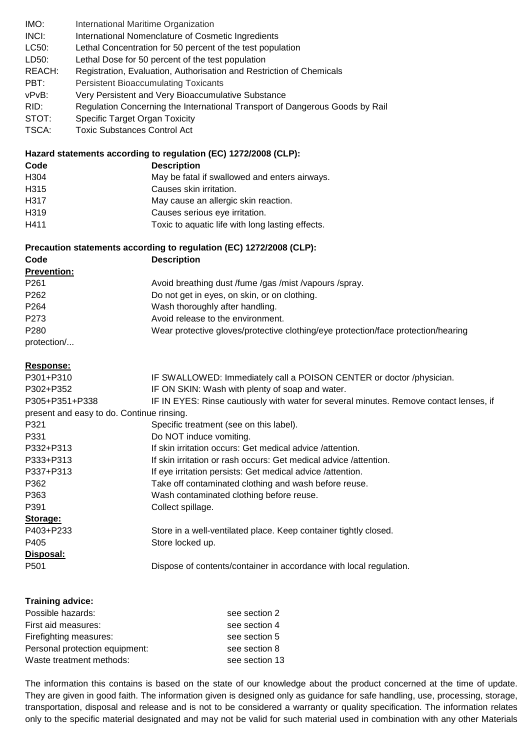| | |
|---|---|
| IMO: | International Maritime Organization |
| INCI: | International Nomenclature of Cosmetic Ingredients |
| LC50: | Lethal Concentration for 50 percent of the test population |
| LD50: | Lethal Dose for 50 percent of the test population |
| REACH: | Registration, Evaluation, Authorisation and Restriction of Chemicals |
| PBT: | Persistent Bioaccumulating Toxicants |
| vPvB: | Very Persistent and Very Bioaccumulative Substance |
| RID: | Regulation Concerning the International Transport of Dangerous Goods by Rail |
| STOT: | Specific Target Organ Toxicity |
| TSCA: | Toxic Substances Control Act |

**Hazard statements according to regulation (EC) 1272/2008 (CLP):**

| Code | Description |
|---|---|
| H304 | May be fatal if swallowed and enters airways. |
| H315 | Causes skin irritation. |
| H317 | May cause an allergic skin reaction. |
| H319 | Causes serious eye irritation. |
| H411 | Toxic to aquatic life with long lasting effects. |

**Precaution statements according to regulation (EC) 1272/2008 (CLP):**

| Code | Description |
|---|---|
| **Prevention:** | |
| P261 | Avoid breathing dust /fume /gas /mist /vapours /spray. |
| P262 | Do not get in eyes, on skin, or on clothing. |
| P264 | Wash thoroughly after handling. |
| P273 | Avoid release to the environment. |
| P280 | Wear protective gloves/protective clothing/eye protection/face protection/hearing protection/... |
| **Response:** | |
| P301+P310 | IF SWALLOWED: Immediately call a POISON CENTER or doctor /physician. |
| P302+P352 | IF ON SKIN: Wash with plenty of soap and water. |
| P305+P351+P338 | IF IN EYES: Rinse cautiously with water for several minutes. Remove contact lenses, if present and easy to do. Continue rinsing. |
| P321 | Specific treatment (see on this label). |
| P331 | Do NOT induce vomiting. |
| P332+P313 | If skin irritation occurs: Get medical advice /attention. |
| P333+P313 | If skin irritation or rash occurs: Get medical advice /attention. |
| P337+P313 | If eye irritation persists: Get medical advice /attention. |
| P362 | Take off contaminated clothing and wash before reuse. |
| P363 | Wash contaminated clothing before reuse. |
| P391 | Collect spillage. |
| **Storage:** | |
| P403+P233 | Store in a well-ventilated place. Keep container tightly closed. |
| P405 | Store locked up. |
| **Disposal:** | |
| P501 | Dispose of contents/container in accordance with local regulation. |

**Training advice:**

| | |
|---|---|
| Possible hazards: | see section 2 |
| First aid measures: | see section 4 |
| Firefighting measures: | see section 5 |
| Personal protection equipment: | see section 8 |
| Waste treatment methods: | see section 13 |

The information this contains is based on the state of our knowledge about the product concerned at the time of update. They are given in good faith. The information given is designed only as guidance for safe handling, use, processing, storage, transportation, disposal and release and is not to be considered a warranty or quality specification. The information relates only to the specific material designated and may not be valid for such material used in combination with any other Materials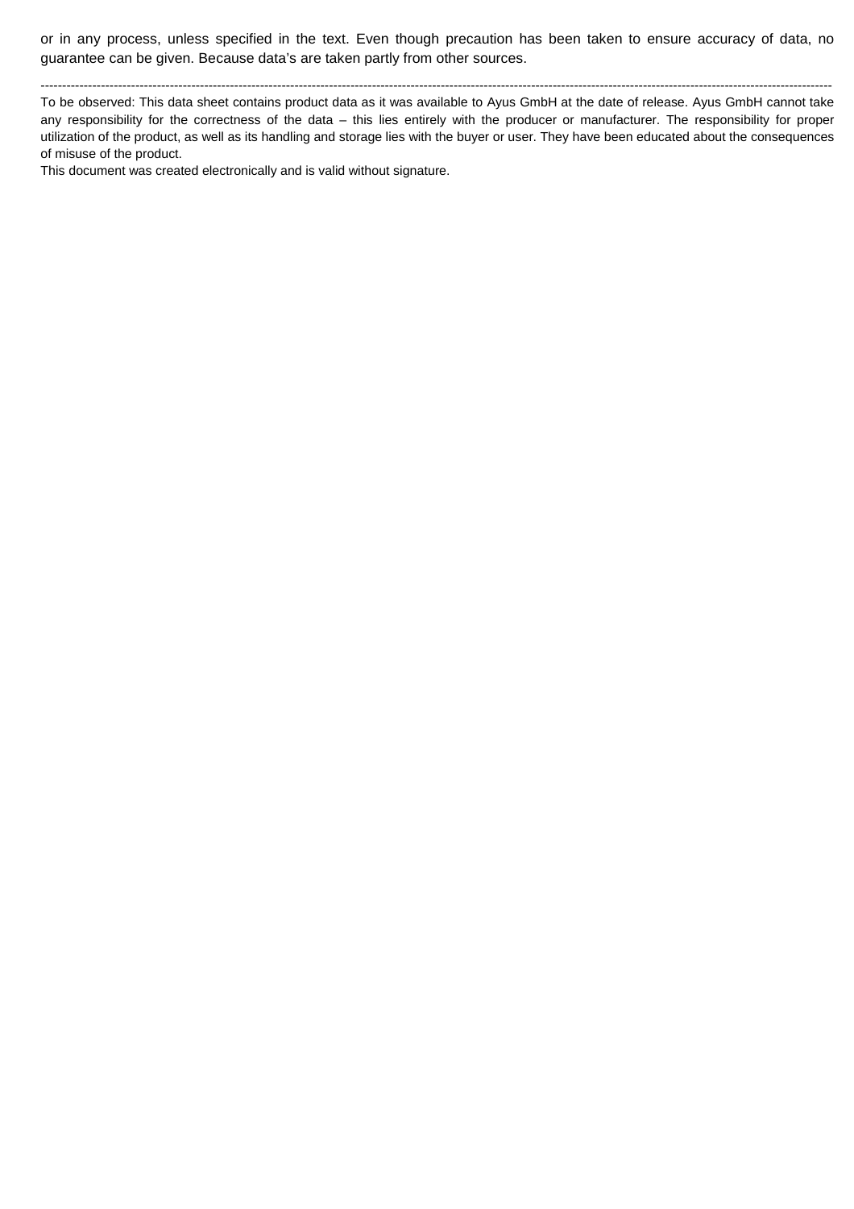or in any process, unless specified in the text. Even though precaution has been taken to ensure accuracy of data, no guarantee can be given. Because data's are taken partly from other sources.

---

To be observed: This data sheet contains product data as it was available to Ayus GmbH at the date of release. Ayus GmbH cannot take any responsibility for the correctness of the data – this lies entirely with the producer or manufacturer. The responsibility for proper utilization of the product, as well as its handling and storage lies with the buyer or user. They have been educated about the consequences of misuse of the product.

This document was created electronically and is valid without signature.